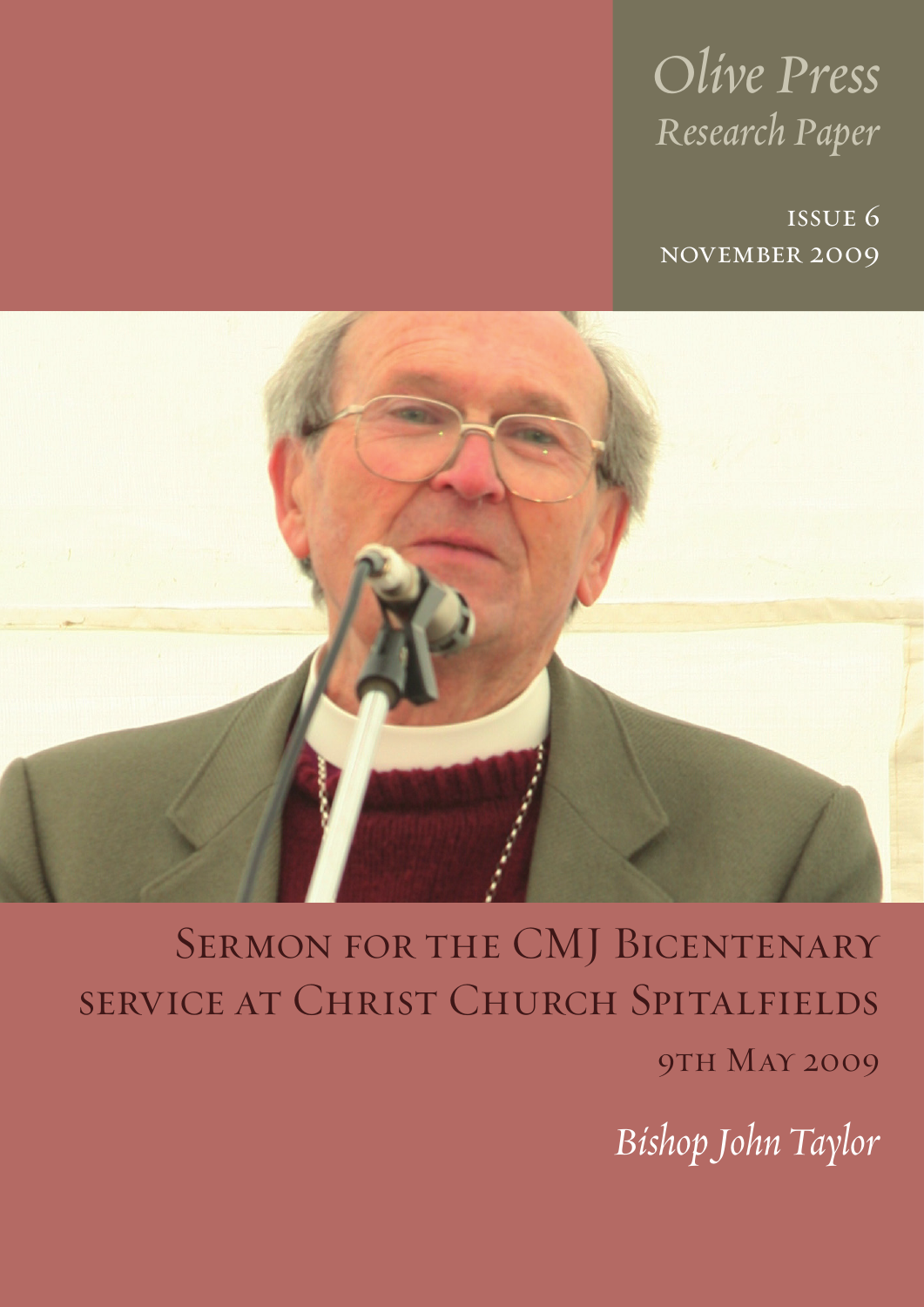*Olive Press*
*Research Paper*

ISSUE 6
NOVEMBER 2009

# Sermon for the CMJ Bicentenary service at Christ Church Spitalfields

9th May 2009

*Bishop John Taylor*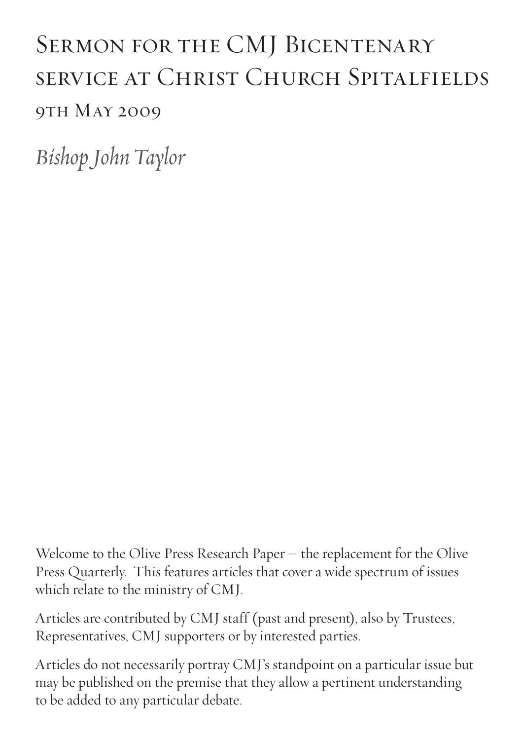# Sermon for the CMJ Bicentenary service at Christ Church Spitalfields

## 9th May 2009

*Bishop John Taylor*

Welcome to the Olive Press Research Paper – the replacement for the Olive Press Quarterly. This features articles that cover a wide spectrum of issues which relate to the ministry of CMJ.

Articles are contributed by CMJ staff (past and present), also by Trustees, Representatives, CMJ supporters or by interested parties.

Articles do not necessarily portray CMJ's standpoint on a particular issue but may be published on the premise that they allow a pertinent understanding to be added to any particular debate.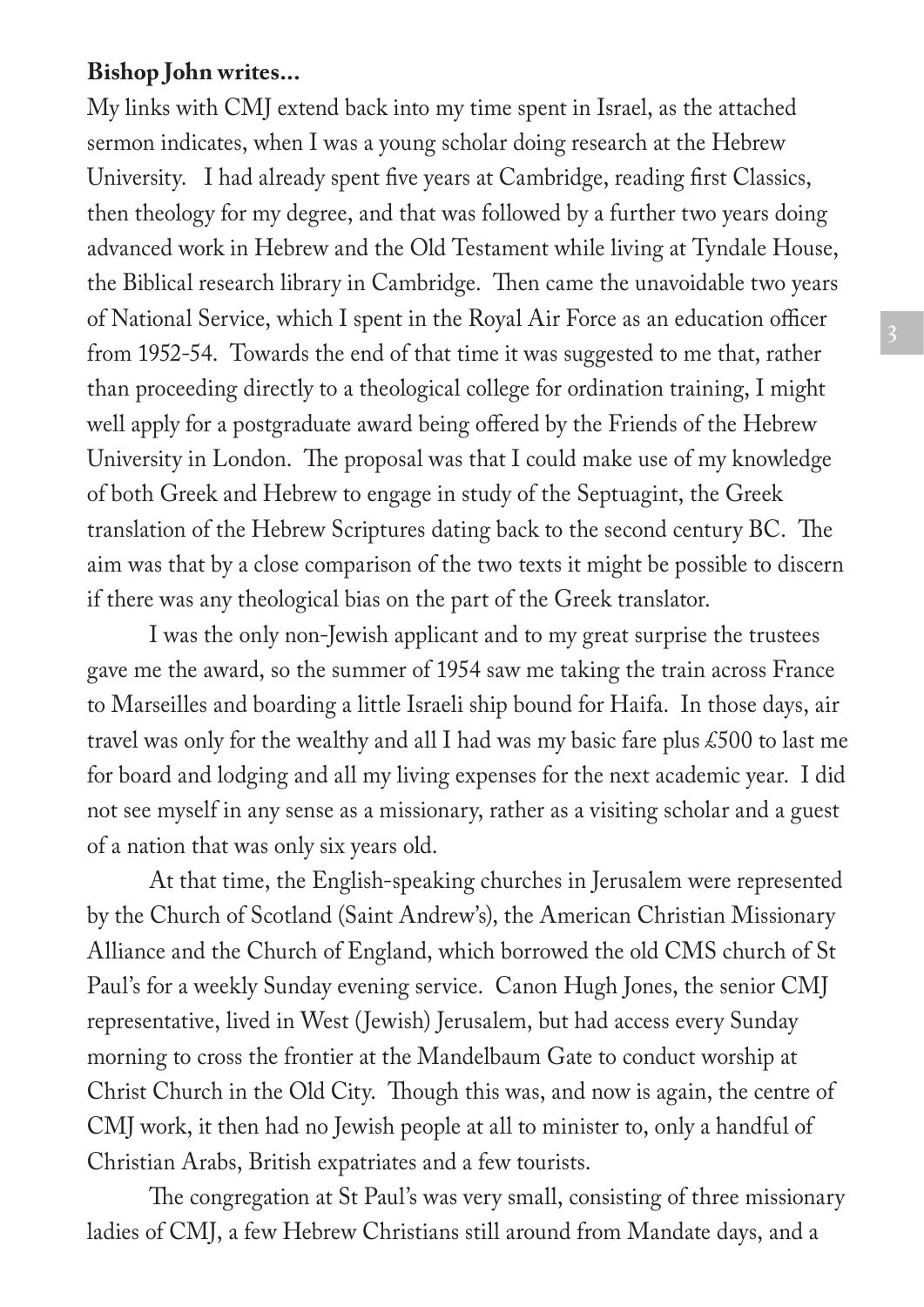**Bishop John writes...**

My links with CMJ extend back into my time spent in Israel, as the attached sermon indicates, when I was a young scholar doing research at the Hebrew University. I had already spent five years at Cambridge, reading first Classics, then theology for my degree, and that was followed by a further two years doing advanced work in Hebrew and the Old Testament while living at Tyndale House, the Biblical research library in Cambridge. Then came the unavoidable two years of National Service, which I spent in the Royal Air Force as an education officer from 1952-54. Towards the end of that time it was suggested to me that, rather than proceeding directly to a theological college for ordination training, I might well apply for a postgraduate award being offered by the Friends of the Hebrew University in London. The proposal was that I could make use of my knowledge of both Greek and Hebrew to engage in study of the Septuagint, the Greek translation of the Hebrew Scriptures dating back to the second century BC. The aim was that by a close comparison of the two texts it might be possible to discern if there was any theological bias on the part of the Greek translator.

I was the only non-Jewish applicant and to my great surprise the trustees gave me the award, so the summer of 1954 saw me taking the train across France to Marseilles and boarding a little Israeli ship bound for Haifa. In those days, air travel was only for the wealthy and all I had was my basic fare plus £500 to last me for board and lodging and all my living expenses for the next academic year. I did not see myself in any sense as a missionary, rather as a visiting scholar and a guest of a nation that was only six years old.

At that time, the English-speaking churches in Jerusalem were represented by the Church of Scotland (Saint Andrew's), the American Christian Missionary Alliance and the Church of England, which borrowed the old CMS church of St Paul's for a weekly Sunday evening service. Canon Hugh Jones, the senior CMJ representative, lived in West (Jewish) Jerusalem, but had access every Sunday morning to cross the frontier at the Mandelbaum Gate to conduct worship at Christ Church in the Old City. Though this was, and now is again, the centre of CMJ work, it then had no Jewish people at all to minister to, only a handful of Christian Arabs, British expatriates and a few tourists.

The congregation at St Paul's was very small, consisting of three missionary ladies of CMJ, a few Hebrew Christians still around from Mandate days, and a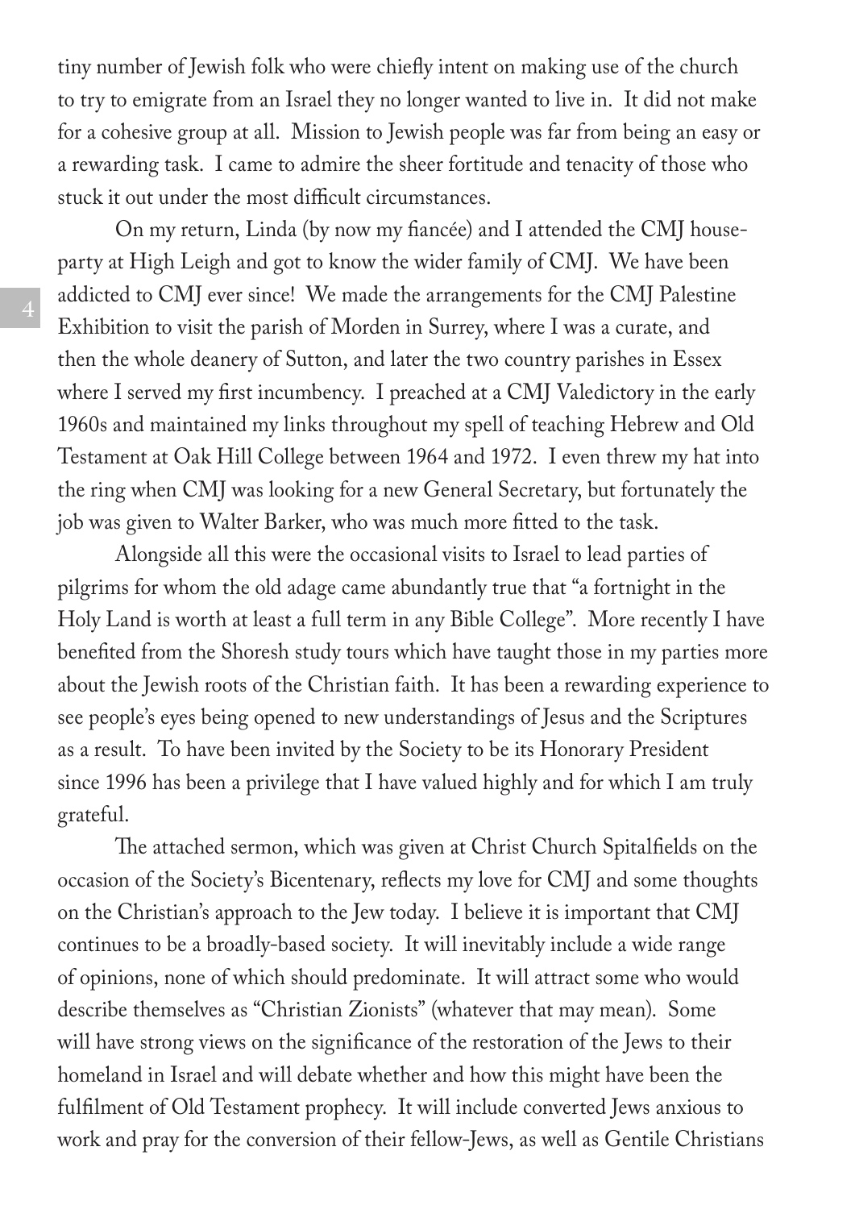tiny number of Jewish folk who were chiefly intent on making use of the church to try to emigrate from an Israel they no longer wanted to live in. It did not make for a cohesive group at all. Mission to Jewish people was far from being an easy or a rewarding task. I came to admire the sheer fortitude and tenacity of those who stuck it out under the most difficult circumstances.

On my return, Linda (by now my fiancée) and I attended the CMJ house-party at High Leigh and got to know the wider family of CMJ. We have been addicted to CMJ ever since! We made the arrangements for the CMJ Palestine Exhibition to visit the parish of Morden in Surrey, where I was a curate, and then the whole deanery of Sutton, and later the two country parishes in Essex where I served my first incumbency. I preached at a CMJ Valedictory in the early 1960s and maintained my links throughout my spell of teaching Hebrew and Old Testament at Oak Hill College between 1964 and 1972. I even threw my hat into the ring when CMJ was looking for a new General Secretary, but fortunately the job was given to Walter Barker, who was much more fitted to the task.

Alongside all this were the occasional visits to Israel to lead parties of pilgrims for whom the old adage came abundantly true that "a fortnight in the Holy Land is worth at least a full term in any Bible College". More recently I have benefited from the Shoresh study tours which have taught those in my parties more about the Jewish roots of the Christian faith. It has been a rewarding experience to see people's eyes being opened to new understandings of Jesus and the Scriptures as a result. To have been invited by the Society to be its Honorary President since 1996 has been a privilege that I have valued highly and for which I am truly grateful.

The attached sermon, which was given at Christ Church Spitalfields on the occasion of the Society's Bicentenary, reflects my love for CMJ and some thoughts on the Christian's approach to the Jew today. I believe it is important that CMJ continues to be a broadly-based society. It will inevitably include a wide range of opinions, none of which should predominate. It will attract some who would describe themselves as "Christian Zionists" (whatever that may mean). Some will have strong views on the significance of the restoration of the Jews to their homeland in Israel and will debate whether and how this might have been the fulfilment of Old Testament prophecy. It will include converted Jews anxious to work and pray for the conversion of their fellow-Jews, as well as Gentile Christians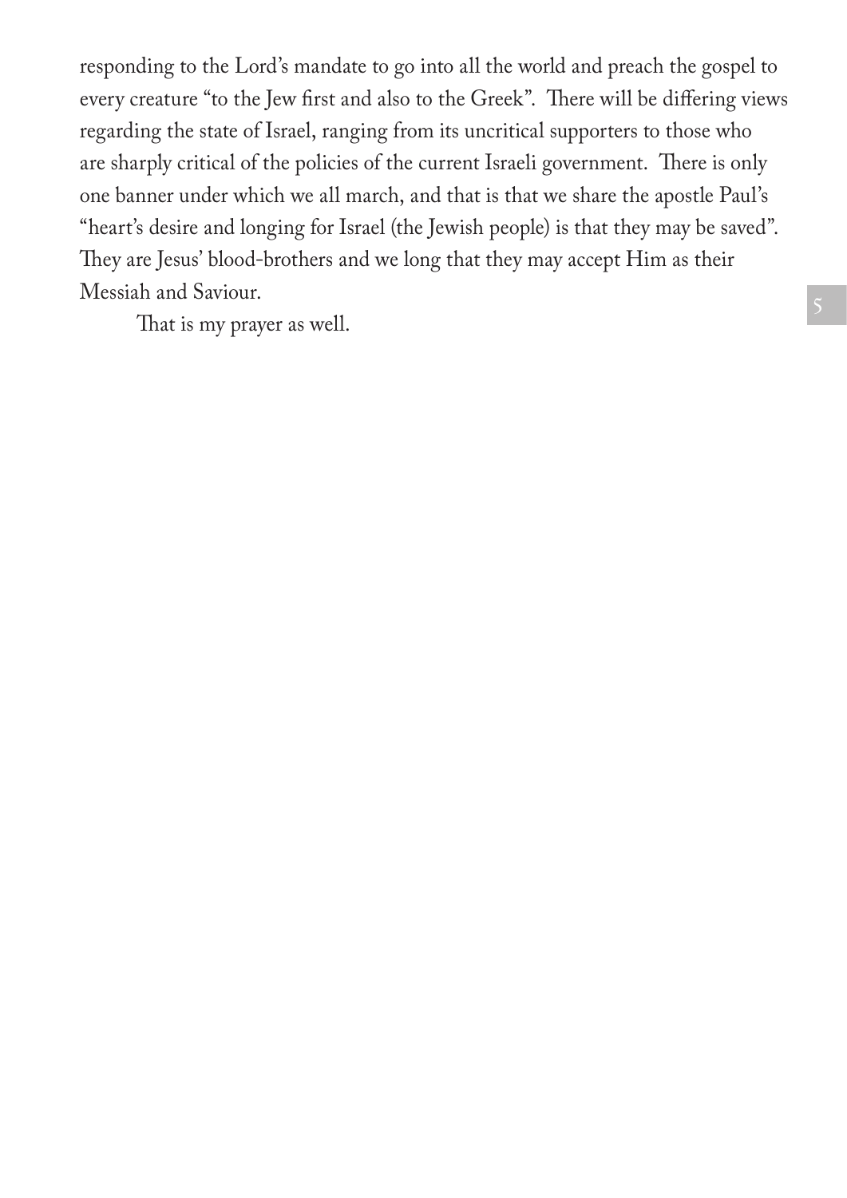responding to the Lord's mandate to go into all the world and preach the gospel to every creature "to the Jew first and also to the Greek". There will be differing views regarding the state of Israel, ranging from its uncritical supporters to those who are sharply critical of the policies of the current Israeli government. There is only one banner under which we all march, and that is that we share the apostle Paul's "heart's desire and longing for Israel (the Jewish people) is that they may be saved". They are Jesus' blood-brothers and we long that they may accept Him as their Messiah and Saviour.

That is my prayer as well.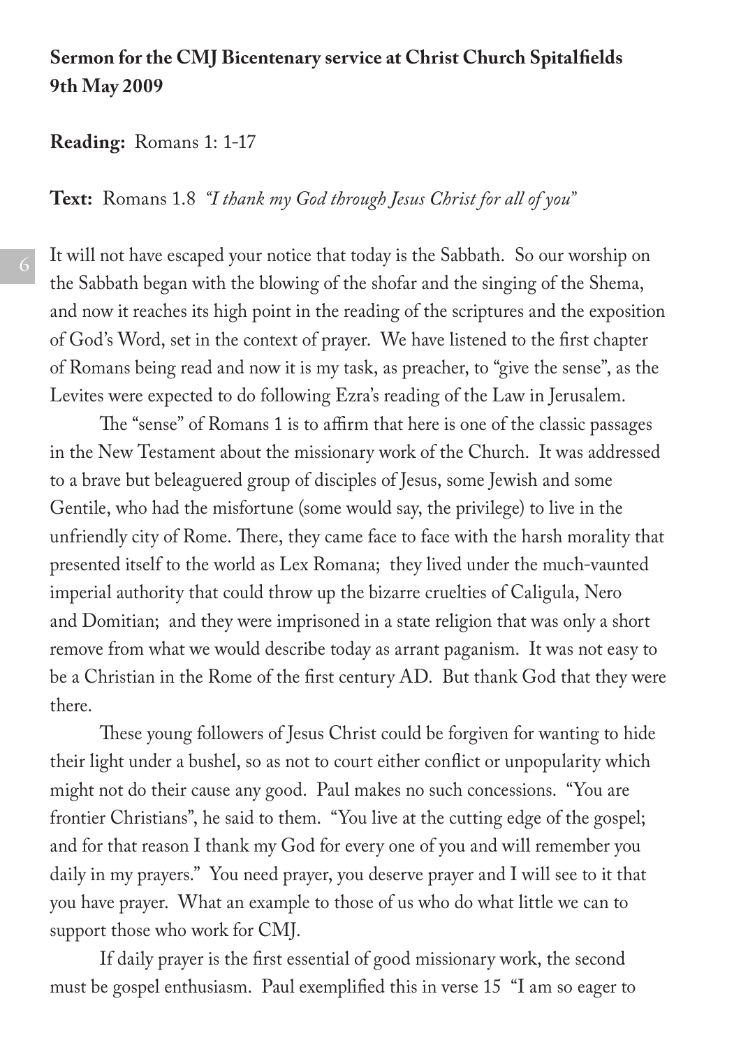**Sermon for the CMJ Bicentenary service at Christ Church Spitalfields 9th May 2009**

**Reading:** Romans 1: 1-17

**Text:** Romans 1.8 *"I thank my God through Jesus Christ for all of you"*

It will not have escaped your notice that today is the Sabbath. So our worship on the Sabbath began with the blowing of the shofar and the singing of the Shema, and now it reaches its high point in the reading of the scriptures and the exposition of God's Word, set in the context of prayer. We have listened to the first chapter of Romans being read and now it is my task, as preacher, to "give the sense", as the Levites were expected to do following Ezra's reading of the Law in Jerusalem.

The "sense" of Romans 1 is to affirm that here is one of the classic passages in the New Testament about the missionary work of the Church. It was addressed to a brave but beleaguered group of disciples of Jesus, some Jewish and some Gentile, who had the misfortune (some would say, the privilege) to live in the unfriendly city of Rome. There, they came face to face with the harsh morality that presented itself to the world as Lex Romana; they lived under the much-vaunted imperial authority that could throw up the bizarre cruelties of Caligula, Nero and Domitian; and they were imprisoned in a state religion that was only a short remove from what we would describe today as arrant paganism. It was not easy to be a Christian in the Rome of the first century AD. But thank God that they were there.

These young followers of Jesus Christ could be forgiven for wanting to hide their light under a bushel, so as not to court either conflict or unpopularity which might not do their cause any good. Paul makes no such concessions. "You are frontier Christians", he said to them. "You live at the cutting edge of the gospel; and for that reason I thank my God for every one of you and will remember you daily in my prayers." You need prayer, you deserve prayer and I will see to it that you have prayer. What an example to those of us who do what little we can to support those who work for CMJ.

If daily prayer is the first essential of good missionary work, the second must be gospel enthusiasm. Paul exemplified this in verse 15 "I am so eager to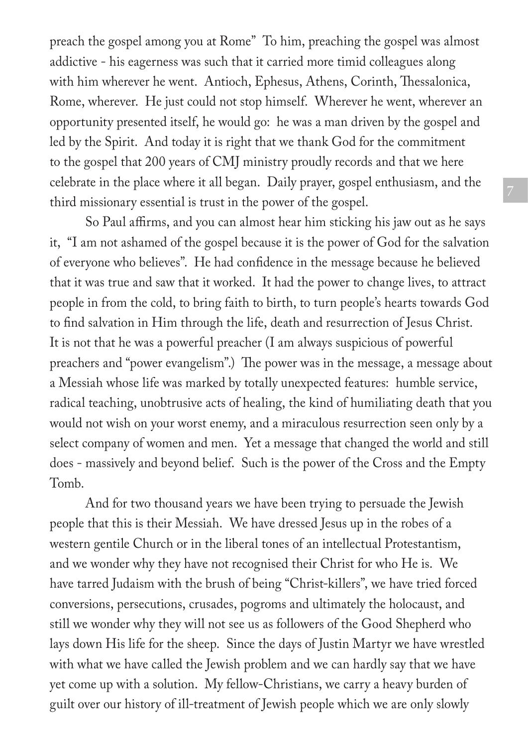preach the gospel among you at Rome" To him, preaching the gospel was almost addictive - his eagerness was such that it carried more timid colleagues along with him wherever he went. Antioch, Ephesus, Athens, Corinth, Thessalonica, Rome, wherever. He just could not stop himself. Wherever he went, wherever an opportunity presented itself, he would go: he was a man driven by the gospel and led by the Spirit. And today it is right that we thank God for the commitment to the gospel that 200 years of CMJ ministry proudly records and that we here celebrate in the place where it all began. Daily prayer, gospel enthusiasm, and the third missionary essential is trust in the power of the gospel.

So Paul affirms, and you can almost hear him sticking his jaw out as he says it, "I am not ashamed of the gospel because it is the power of God for the salvation of everyone who believes". He had confidence in the message because he believed that it was true and saw that it worked. It had the power to change lives, to attract people in from the cold, to bring faith to birth, to turn people's hearts towards God to find salvation in Him through the life, death and resurrection of Jesus Christ. It is not that he was a powerful preacher (I am always suspicious of powerful preachers and "power evangelism".) The power was in the message, a message about a Messiah whose life was marked by totally unexpected features: humble service, radical teaching, unobtrusive acts of healing, the kind of humiliating death that you would not wish on your worst enemy, and a miraculous resurrection seen only by a select company of women and men. Yet a message that changed the world and still does - massively and beyond belief. Such is the power of the Cross and the Empty Tomb.

And for two thousand years we have been trying to persuade the Jewish people that this is their Messiah. We have dressed Jesus up in the robes of a western gentile Church or in the liberal tones of an intellectual Protestantism, and we wonder why they have not recognised their Christ for who He is. We have tarred Judaism with the brush of being "Christ-killers", we have tried forced conversions, persecutions, crusades, pogroms and ultimately the holocaust, and still we wonder why they will not see us as followers of the Good Shepherd who lays down His life for the sheep. Since the days of Justin Martyr we have wrestled with what we have called the Jewish problem and we can hardly say that we have yet come up with a solution. My fellow-Christians, we carry a heavy burden of guilt over our history of ill-treatment of Jewish people which we are only slowly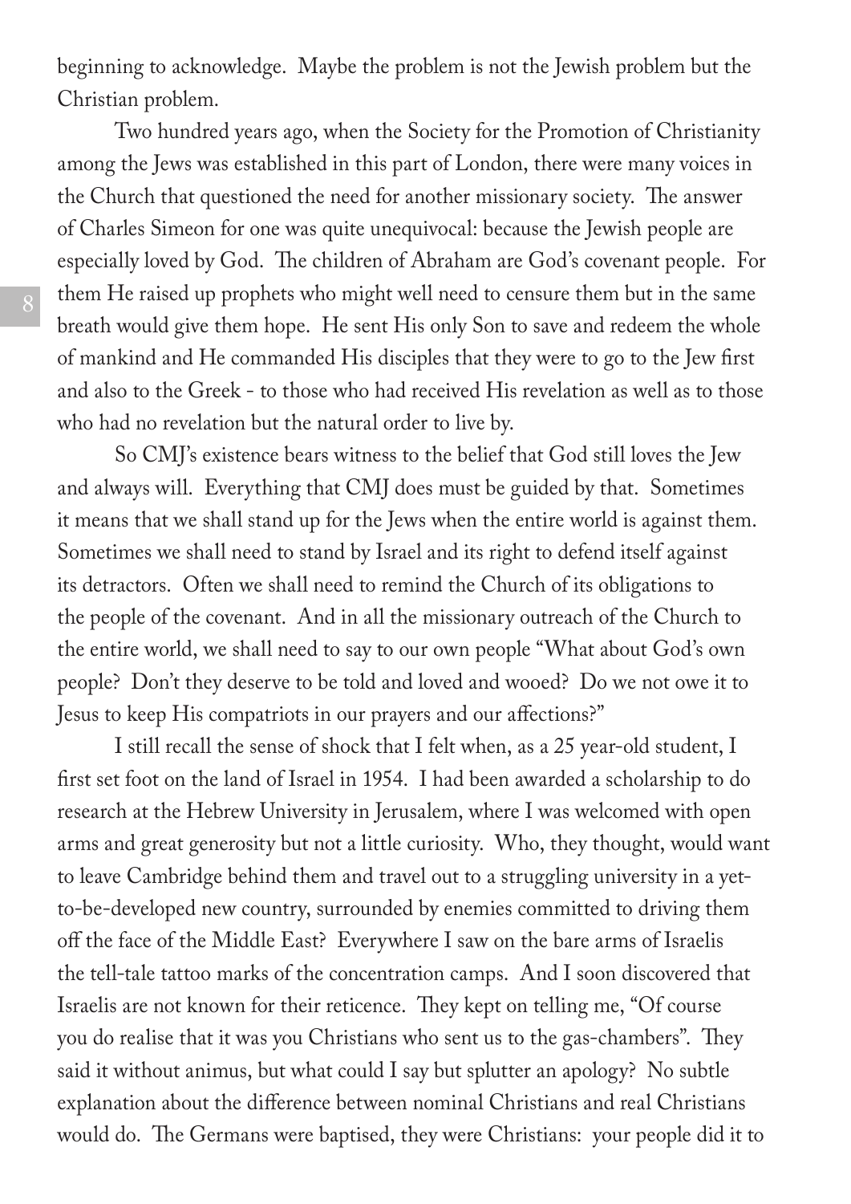beginning to acknowledge. Maybe the problem is not the Jewish problem but the Christian problem.

Two hundred years ago, when the Society for the Promotion of Christianity among the Jews was established in this part of London, there were many voices in the Church that questioned the need for another missionary society. The answer of Charles Simeon for one was quite unequivocal: because the Jewish people are especially loved by God. The children of Abraham are God's covenant people. For them He raised up prophets who might well need to censure them but in the same breath would give them hope. He sent His only Son to save and redeem the whole of mankind and He commanded His disciples that they were to go to the Jew first and also to the Greek - to those who had received His revelation as well as to those who had no revelation but the natural order to live by.

So CMJ's existence bears witness to the belief that God still loves the Jew and always will. Everything that CMJ does must be guided by that. Sometimes it means that we shall stand up for the Jews when the entire world is against them. Sometimes we shall need to stand by Israel and its right to defend itself against its detractors. Often we shall need to remind the Church of its obligations to the people of the covenant. And in all the missionary outreach of the Church to the entire world, we shall need to say to our own people "What about God's own people? Don't they deserve to be told and loved and wooed? Do we not owe it to Jesus to keep His compatriots in our prayers and our affections?"

I still recall the sense of shock that I felt when, as a 25 year-old student, I first set foot on the land of Israel in 1954. I had been awarded a scholarship to do research at the Hebrew University in Jerusalem, where I was welcomed with open arms and great generosity but not a little curiosity. Who, they thought, would want to leave Cambridge behind them and travel out to a struggling university in a yet-to-be-developed new country, surrounded by enemies committed to driving them off the face of the Middle East? Everywhere I saw on the bare arms of Israelis the tell-tale tattoo marks of the concentration camps. And I soon discovered that Israelis are not known for their reticence. They kept on telling me, "Of course you do realise that it was you Christians who sent us to the gas-chambers". They said it without animus, but what could I say but splutter an apology? No subtle explanation about the difference between nominal Christians and real Christians would do. The Germans were baptised, they were Christians: your people did it to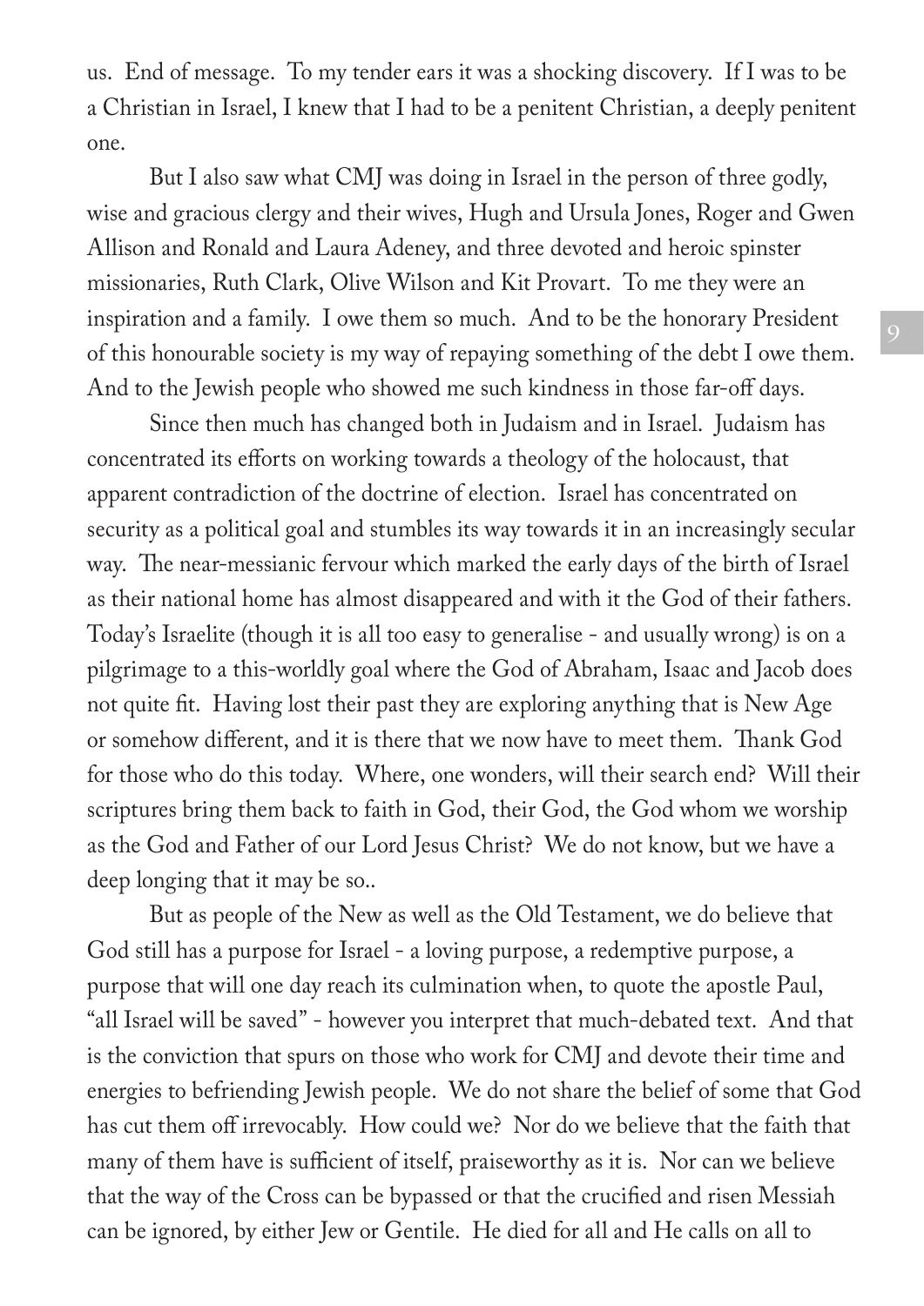us. End of message. To my tender ears it was a shocking discovery. If I was to be a Christian in Israel, I knew that I had to be a penitent Christian, a deeply penitent one.

But I also saw what CMJ was doing in Israel in the person of three godly, wise and gracious clergy and their wives, Hugh and Ursula Jones, Roger and Gwen Allison and Ronald and Laura Adeney, and three devoted and heroic spinster missionaries, Ruth Clark, Olive Wilson and Kit Provart. To me they were an inspiration and a family. I owe them so much. And to be the honorary President of this honourable society is my way of repaying something of the debt I owe them. And to the Jewish people who showed me such kindness in those far-off days.

Since then much has changed both in Judaism and in Israel. Judaism has concentrated its efforts on working towards a theology of the holocaust, that apparent contradiction of the doctrine of election. Israel has concentrated on security as a political goal and stumbles its way towards it in an increasingly secular way. The near-messianic fervour which marked the early days of the birth of Israel as their national home has almost disappeared and with it the God of their fathers. Today's Israelite (though it is all too easy to generalise - and usually wrong) is on a pilgrimage to a this-worldly goal where the God of Abraham, Isaac and Jacob does not quite fit. Having lost their past they are exploring anything that is New Age or somehow different, and it is there that we now have to meet them. Thank God for those who do this today. Where, one wonders, will their search end? Will their scriptures bring them back to faith in God, their God, the God whom we worship as the God and Father of our Lord Jesus Christ? We do not know, but we have a deep longing that it may be so..

But as people of the New as well as the Old Testament, we do believe that God still has a purpose for Israel - a loving purpose, a redemptive purpose, a purpose that will one day reach its culmination when, to quote the apostle Paul, "all Israel will be saved" - however you interpret that much-debated text. And that is the conviction that spurs on those who work for CMJ and devote their time and energies to befriending Jewish people. We do not share the belief of some that God has cut them off irrevocably. How could we? Nor do we believe that the faith that many of them have is sufficient of itself, praiseworthy as it is. Nor can we believe that the way of the Cross can be bypassed or that the crucified and risen Messiah can be ignored, by either Jew or Gentile. He died for all and He calls on all to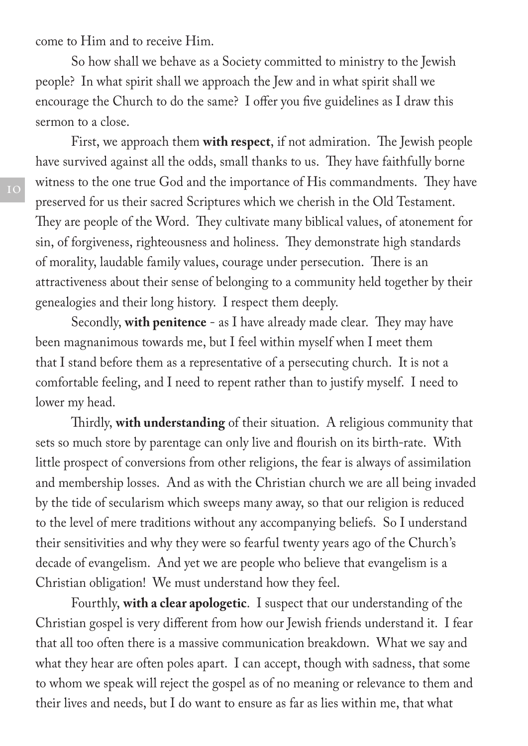come to Him and to receive Him.

So how shall we behave as a Society committed to ministry to the Jewish people? In what spirit shall we approach the Jew and in what spirit shall we encourage the Church to do the same? I offer you five guidelines as I draw this sermon to a close.

First, we approach them **with respect**, if not admiration. The Jewish people have survived against all the odds, small thanks to us. They have faithfully borne witness to the one true God and the importance of His commandments. They have preserved for us their sacred Scriptures which we cherish in the Old Testament. They are people of the Word. They cultivate many biblical values, of atonement for sin, of forgiveness, righteousness and holiness. They demonstrate high standards of morality, laudable family values, courage under persecution. There is an attractiveness about their sense of belonging to a community held together by their genealogies and their long history. I respect them deeply.

Secondly, **with penitence** - as I have already made clear. They may have been magnanimous towards me, but I feel within myself when I meet them that I stand before them as a representative of a persecuting church. It is not a comfortable feeling, and I need to repent rather than to justify myself. I need to lower my head.

Thirdly, **with understanding** of their situation. A religious community that sets so much store by parentage can only live and flourish on its birth-rate. With little prospect of conversions from other religions, the fear is always of assimilation and membership losses. And as with the Christian church we are all being invaded by the tide of secularism which sweeps many away, so that our religion is reduced to the level of mere traditions without any accompanying beliefs. So I understand their sensitivities and why they were so fearful twenty years ago of the Church's decade of evangelism. And yet we are people who believe that evangelism is a Christian obligation! We must understand how they feel.

Fourthly, **with a clear apologetic**. I suspect that our understanding of the Christian gospel is very different from how our Jewish friends understand it. I fear that all too often there is a massive communication breakdown. What we say and what they hear are often poles apart. I can accept, though with sadness, that some to whom we speak will reject the gospel as of no meaning or relevance to them and their lives and needs, but I do want to ensure as far as lies within me, that what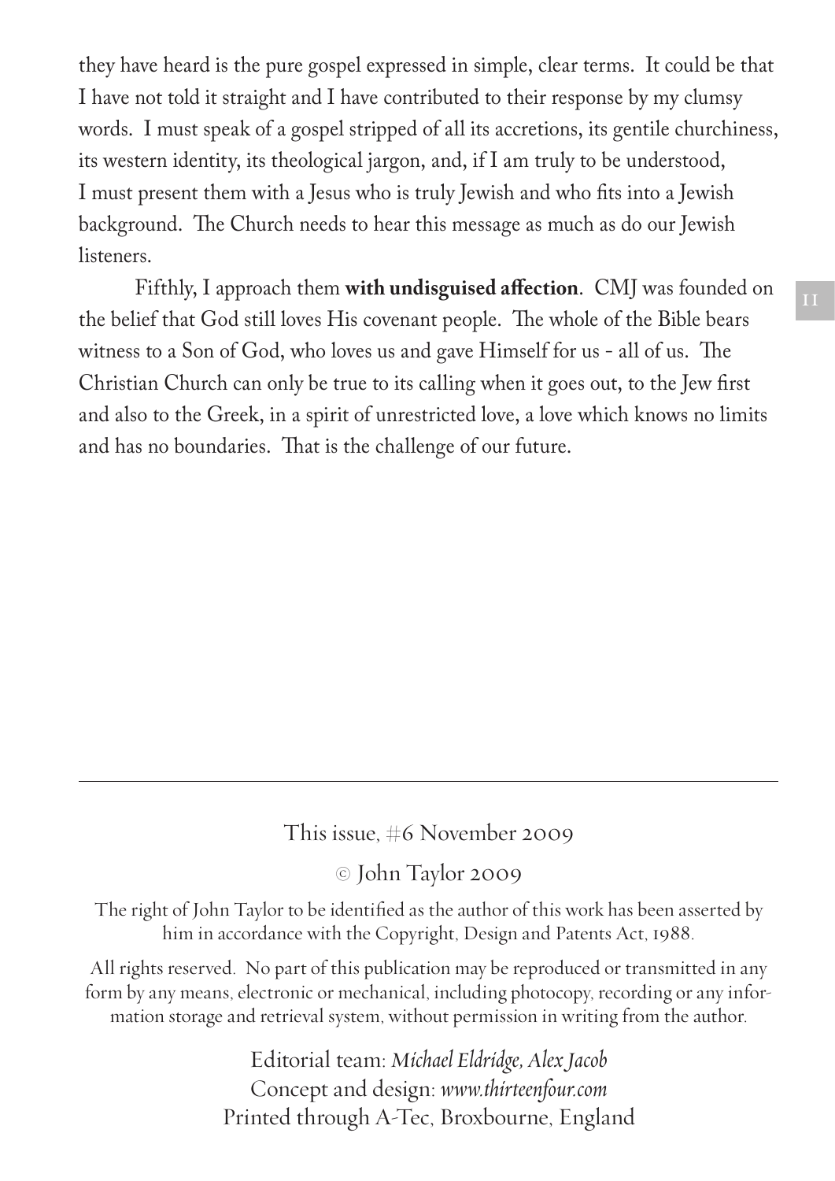they have heard is the pure gospel expressed in simple, clear terms. It could be that I have not told it straight and I have contributed to their response by my clumsy words. I must speak of a gospel stripped of all its accretions, its gentile churchiness, its western identity, its theological jargon, and, if I am truly to be understood, I must present them with a Jesus who is truly Jewish and who fits into a Jewish background. The Church needs to hear this message as much as do our Jewish listeners.

Fifthly, I approach them **with undisguised affection**. CMJ was founded on the belief that God still loves His covenant people. The whole of the Bible bears witness to a Son of God, who loves us and gave Himself for us - all of us. The Christian Church can only be true to its calling when it goes out, to the Jew first and also to the Greek, in a spirit of unrestricted love, a love which knows no limits and has no boundaries. That is the challenge of our future.

---

This issue, #6 November 2009

© John Taylor 2009

The right of John Taylor to be identified as the author of this work has been asserted by him in accordance with the Copyright, Design and Patents Act, 1988.

All rights reserved. No part of this publication may be reproduced or transmitted in any form by any means, electronic or mechanical, including photocopy, recording or any information storage and retrieval system, without permission in writing from the author.

Editorial team: *Michael Eldridge, Alex Jacob*
Concept and design: *www.thirteenfour.com*
Printed through A-Tec, Broxbourne, England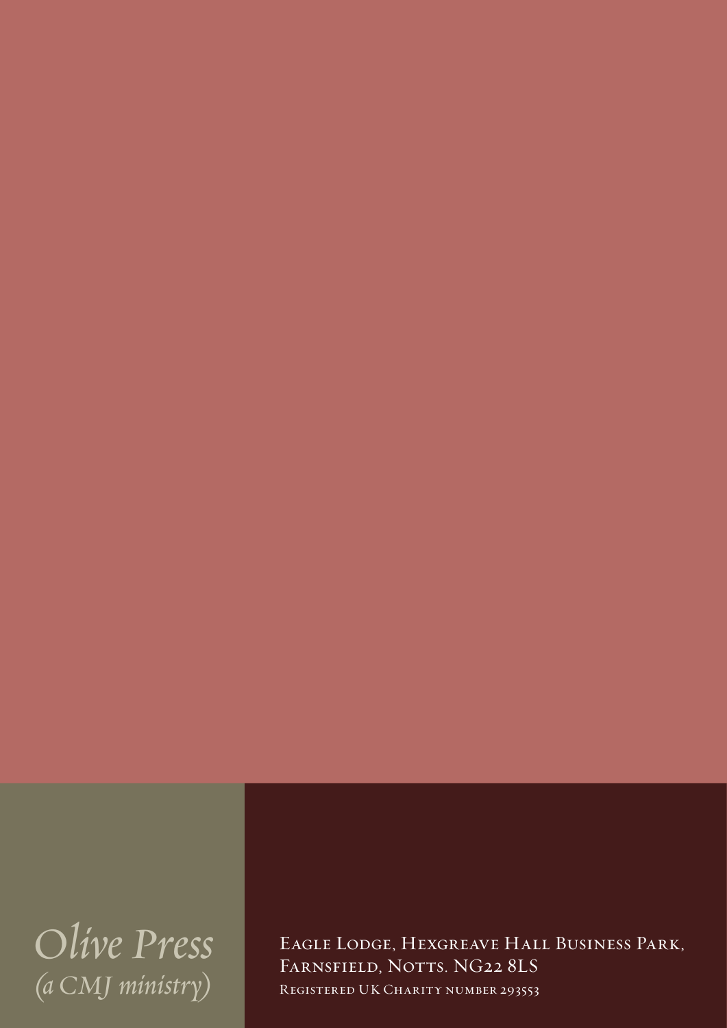*Olive Press*
*(a CMJ ministry)*

Eagle Lodge, Hexgreave Hall Business Park,
Farnsfield, Notts. NG22 8LS
Registered UK Charity number 293553